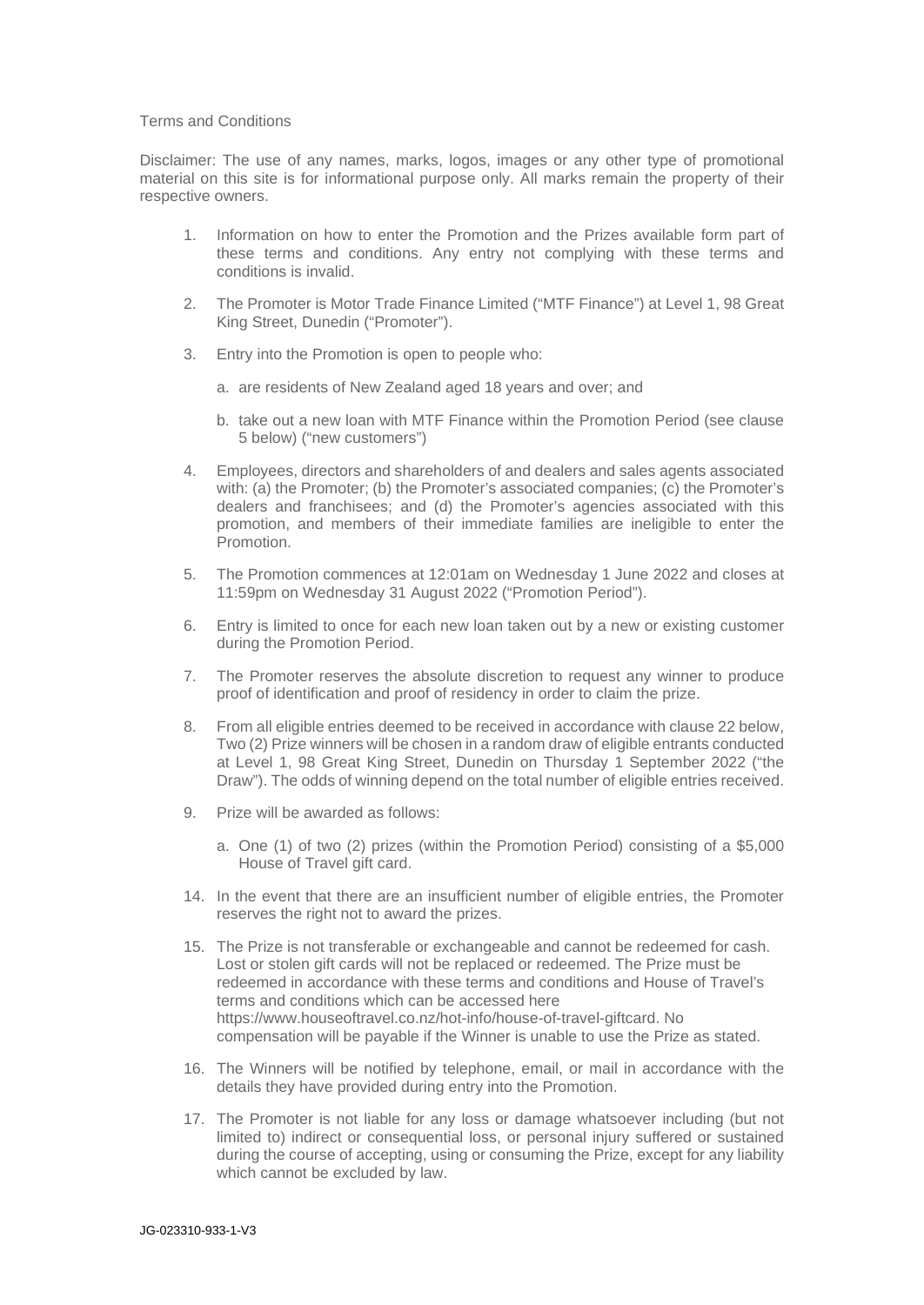Terms and Conditions

Disclaimer: The use of any names, marks, logos, images or any other type of promotional material on this site is for informational purpose only. All marks remain the property of their respective owners.

1. Information on how to enter the Promotion and the Prizes available form part of these terms and conditions. Any entry not complying with these terms and conditions is invalid.

2. The Promoter is Motor Trade Finance Limited ("MTF Finance") at Level 1, 98 Great King Street, Dunedin ("Promoter").

3. Entry into the Promotion is open to people who:

   a. are residents of New Zealand aged 18 years and over; and

   b. take out a new loan with MTF Finance within the Promotion Period (see clause 5 below) ("new customers")

4. Employees, directors and shareholders of and dealers and sales agents associated with: (a) the Promoter; (b) the Promoter's associated companies; (c) the Promoter's dealers and franchisees; and (d) the Promoter's agencies associated with this promotion, and members of their immediate families are ineligible to enter the Promotion.

5. The Promotion commences at 12:01am on Wednesday 1 June 2022 and closes at 11:59pm on Wednesday 31 August 2022 ("Promotion Period").

6. Entry is limited to once for each new loan taken out by a new or existing customer during the Promotion Period.

7. The Promoter reserves the absolute discretion to request any winner to produce proof of identification and proof of residency in order to claim the prize.

8. From all eligible entries deemed to be received in accordance with clause 22 below, Two (2) Prize winners will be chosen in a random draw of eligible entrants conducted at Level 1, 98 Great King Street, Dunedin on Thursday 1 September 2022 ("the Draw"). The odds of winning depend on the total number of eligible entries received.

9. Prize will be awarded as follows:

   a. One (1) of two (2) prizes (within the Promotion Period) consisting of a $5,000 House of Travel gift card.

14. In the event that there are an insufficient number of eligible entries, the Promoter reserves the right not to award the prizes.

15. The Prize is not transferable or exchangeable and cannot be redeemed for cash. Lost or stolen gift cards will not be replaced or redeemed. The Prize must be redeemed in accordance with these terms and conditions and House of Travel's terms and conditions which can be accessed here https://www.houseoftravel.co.nz/hot-info/house-of-travel-giftcard. No compensation will be payable if the Winner is unable to use the Prize as stated.

16. The Winners will be notified by telephone, email, or mail in accordance with the details they have provided during entry into the Promotion.

17. The Promoter is not liable for any loss or damage whatsoever including (but not limited to) indirect or consequential loss, or personal injury suffered or sustained during the course of accepting, using or consuming the Prize, except for any liability which cannot be excluded by law.

JG-023310-933-1-V3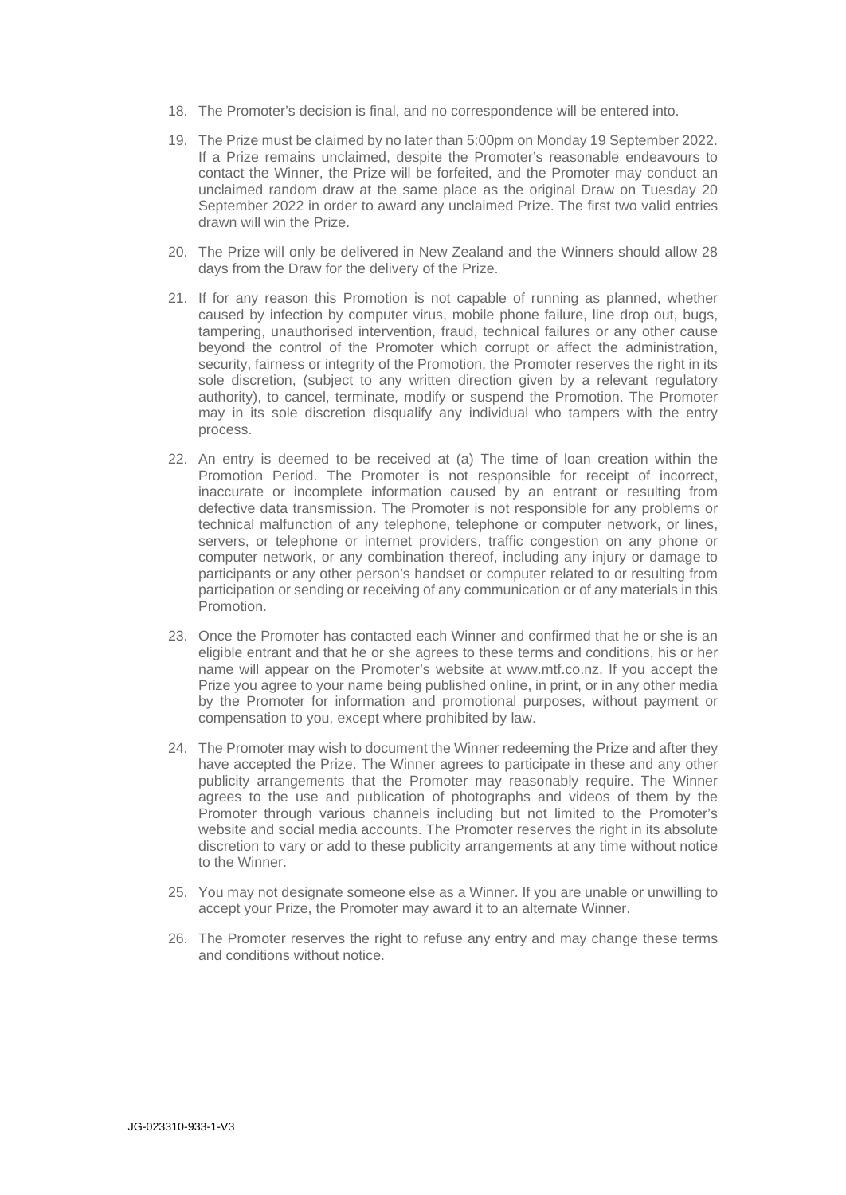18. The Promoter's decision is final, and no correspondence will be entered into.

19. The Prize must be claimed by no later than 5:00pm on Monday 19 September 2022. If a Prize remains unclaimed, despite the Promoter's reasonable endeavours to contact the Winner, the Prize will be forfeited, and the Promoter may conduct an unclaimed random draw at the same place as the original Draw on Tuesday 20 September 2022 in order to award any unclaimed Prize. The first two valid entries drawn will win the Prize.

20. The Prize will only be delivered in New Zealand and the Winners should allow 28 days from the Draw for the delivery of the Prize.

21. If for any reason this Promotion is not capable of running as planned, whether caused by infection by computer virus, mobile phone failure, line drop out, bugs, tampering, unauthorised intervention, fraud, technical failures or any other cause beyond the control of the Promoter which corrupt or affect the administration, security, fairness or integrity of the Promotion, the Promoter reserves the right in its sole discretion, (subject to any written direction given by a relevant regulatory authority), to cancel, terminate, modify or suspend the Promotion. The Promoter may in its sole discretion disqualify any individual who tampers with the entry process.

22. An entry is deemed to be received at (a) The time of loan creation within the Promotion Period. The Promoter is not responsible for receipt of incorrect, inaccurate or incomplete information caused by an entrant or resulting from defective data transmission. The Promoter is not responsible for any problems or technical malfunction of any telephone, telephone or computer network, or lines, servers, or telephone or internet providers, traffic congestion on any phone or computer network, or any combination thereof, including any injury or damage to participants or any other person's handset or computer related to or resulting from participation or sending or receiving of any communication or of any materials in this Promotion.

23. Once the Promoter has contacted each Winner and confirmed that he or she is an eligible entrant and that he or she agrees to these terms and conditions, his or her name will appear on the Promoter's website at www.mtf.co.nz. If you accept the Prize you agree to your name being published online, in print, or in any other media by the Promoter for information and promotional purposes, without payment or compensation to you, except where prohibited by law.

24. The Promoter may wish to document the Winner redeeming the Prize and after they have accepted the Prize. The Winner agrees to participate in these and any other publicity arrangements that the Promoter may reasonably require. The Winner agrees to the use and publication of photographs and videos of them by the Promoter through various channels including but not limited to the Promoter's website and social media accounts. The Promoter reserves the right in its absolute discretion to vary or add to these publicity arrangements at any time without notice to the Winner.

25. You may not designate someone else as a Winner. If you are unable or unwilling to accept your Prize, the Promoter may award it to an alternate Winner.

26. The Promoter reserves the right to refuse any entry and may change these terms and conditions without notice.

JG-023310-933-1-V3